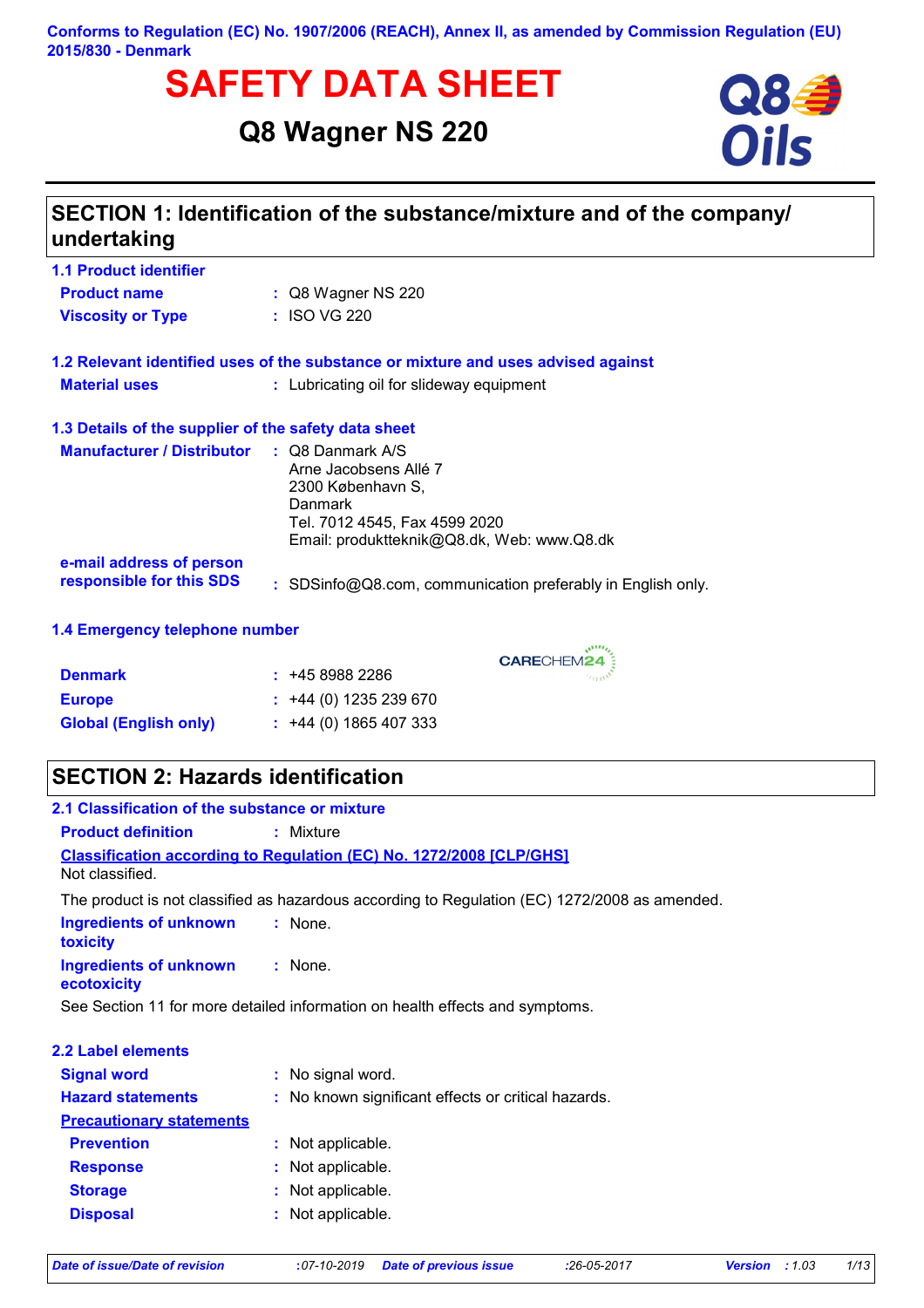Conforms to Regulation (EC) No. 1907/2006 (REACH), Annex II, as amended by Commission Regulation (EU) 2015/830 - Denmark

# SAFETY DATA SHEET

## Q8 Wagner NS 220

## SECTION 1: Identification of the substance/mixture and of the company/ undertaking

### 1.1 Product identifier

**Product name** : Q8 Wagner NS 220

**Viscosity or Type** : ISO VG 220

### 1.2 Relevant identified uses of the substance or mixture and uses advised against

**Material uses** : Lubricating oil for slideway equipment

### 1.3 Details of the supplier of the safety data sheet

**Manufacturer / Distributor** : Q8 Danmark A/S
Arne Jacobsens Allé 7
2300 København S,
Danmark
Tel. 7012 4545, Fax 4599 2020
Email: produktteknik@Q8.dk, Web: www.Q8.dk

**e-mail address of person responsible for this SDS** : SDSinfo@Q8.com, communication preferably in English only.

### 1.4 Emergency telephone number

CARECHEM24

**Denmark** : +45 8988 2286

**Europe** : +44 (0) 1235 239 670

**Global (English only)** : +44 (0) 1865 407 333

## SECTION 2: Hazards identification

### 2.1 Classification of the substance or mixture

**Product definition** : Mixture

**Classification according to Regulation (EC) No. 1272/2008 [CLP/GHS]**

Not classified.

The product is not classified as hazardous according to Regulation (EC) 1272/2008 as amended.

**Ingredients of unknown toxicity** : None.

**Ingredients of unknown ecotoxicity** : None.

See Section 11 for more detailed information on health effects and symptoms.

### 2.2 Label elements

**Signal word** : No signal word.

**Hazard statements** : No known significant effects or critical hazards.

**Precautionary statements**

**Prevention** : Not applicable.

**Response** : Not applicable.

**Storage** : Not applicable.

**Disposal** : Not applicable.

*Date of issue/Date of revision* : 07-10-2019 *Date of previous issue* : 26-05-2017 *Version* : 1.03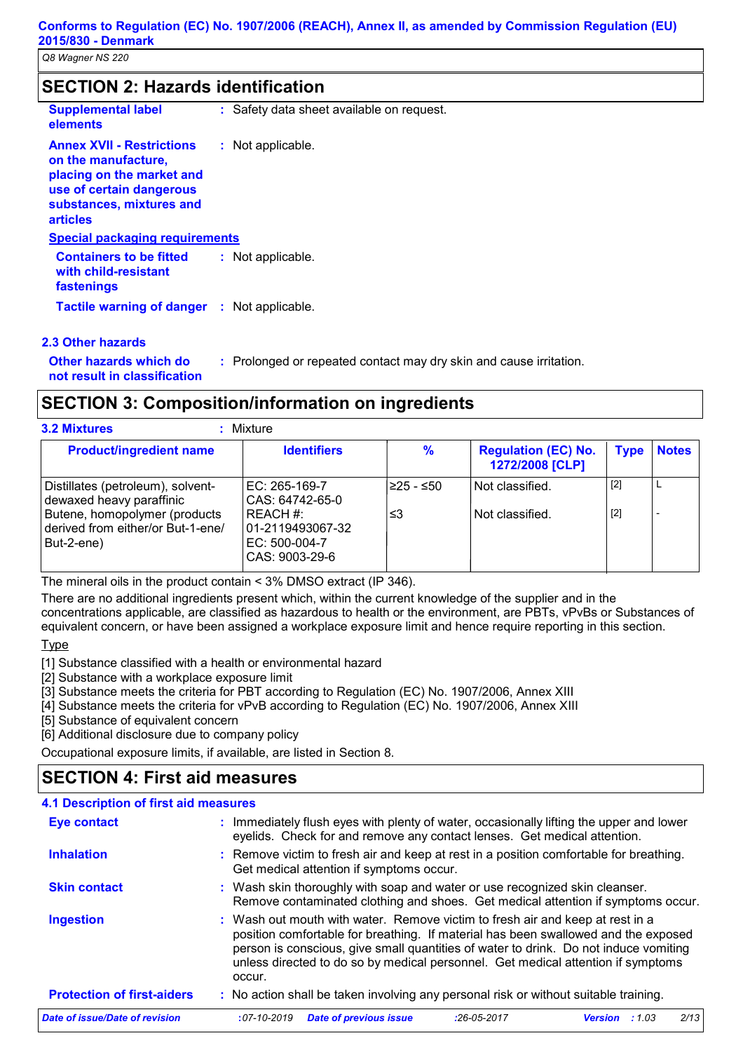## SECTION 2: Hazards identification

**Supplemental label elements** : Safety data sheet available on request.

**Annex XVII - Restrictions on the manufacture, placing on the market and use of certain dangerous substances, mixtures and articles** : Not applicable.

**Special packaging requirements**

**Containers to be fitted with child-resistant fastenings** : Not applicable.

**Tactile warning of danger** : Not applicable.

### 2.3 Other hazards

**Other hazards which do not result in classification** : Prolonged or repeated contact may dry skin and cause irritation.

## SECTION 3: Composition/information on ingredients

**3.2 Mixtures** : Mixture

| Product/ingredient name | Identifiers | % | Regulation (EC) No. 1272/2008 [CLP] | Type | Notes |
|---|---|---|---|---|---|
| Distillates (petroleum), solvent-dewaxed heavy paraffinic | EC: 265-169-7<br>CAS: 64742-65-0 | ≥25 - ≤50 | Not classified. | [2] | L |
| Butene, homopolymer (products derived from either/or But-1-ene/ But-2-ene) | REACH #: 01-2119493067-32<br>EC: 500-004-7<br>CAS: 9003-29-6 | ≤3 | Not classified. | [2] | - |

The mineral oils in the product contain < 3% DMSO extract (IP 346).

There are no additional ingredients present which, within the current knowledge of the supplier and in the concentrations applicable, are classified as hazardous to health or the environment, are PBTs, vPvBs or Substances of equivalent concern, or have been assigned a workplace exposure limit and hence require reporting in this section.

Type

[1] Substance classified with a health or environmental hazard
[2] Substance with a workplace exposure limit
[3] Substance meets the criteria for PBT according to Regulation (EC) No. 1907/2006, Annex XIII
[4] Substance meets the criteria for vPvB according to Regulation (EC) No. 1907/2006, Annex XIII
[5] Substance of equivalent concern
[6] Additional disclosure due to company policy

Occupational exposure limits, if available, are listed in Section 8.

## SECTION 4: First aid measures

### 4.1 Description of first aid measures

**Eye contact** : Immediately flush eyes with plenty of water, occasionally lifting the upper and lower eyelids. Check for and remove any contact lenses. Get medical attention.

**Inhalation** : Remove victim to fresh air and keep at rest in a position comfortable for breathing. Get medical attention if symptoms occur.

**Skin contact** : Wash skin thoroughly with soap and water or use recognized skin cleanser. Remove contaminated clothing and shoes. Get medical attention if symptoms occur.

**Ingestion** : Wash out mouth with water. Remove victim to fresh air and keep at rest in a position comfortable for breathing. If material has been swallowed and the exposed person is conscious, give small quantities of water to drink. Do not induce vomiting unless directed to do so by medical personnel. Get medical attention if symptoms occur.

**Protection of first-aiders** : No action shall be taken involving any personal risk or without suitable training.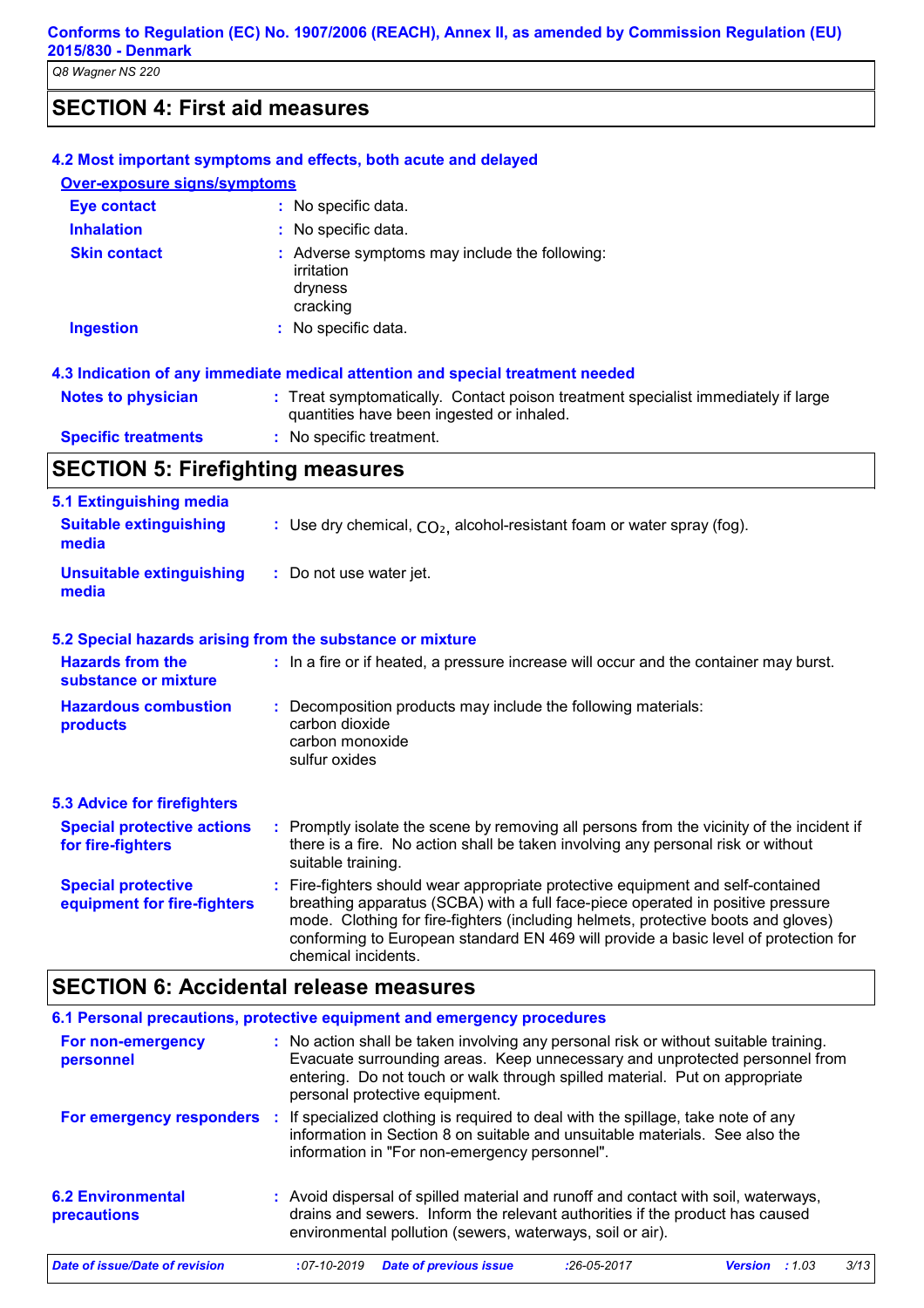## SECTION 4: First aid measures

### 4.2 Most important symptoms and effects, both acute and delayed

**Over-exposure signs/symptoms**

| | |
|---|---|
| **Eye contact** | : No specific data. |
| **Inhalation** | : No specific data. |
| **Skin contact** | : Adverse symptoms may include the following: irritation dryness cracking |
| **Ingestion** | : No specific data. |

### 4.3 Indication of any immediate medical attention and special treatment needed

| | |
|---|---|
| **Notes to physician** | : Treat symptomatically. Contact poison treatment specialist immediately if large quantities have been ingested or inhaled. |
| **Specific treatments** | : No specific treatment. |

## SECTION 5: Firefighting measures

### 5.1 Extinguishing media

| | |
|---|---|
| **Suitable extinguishing media** | : Use dry chemical, $CO_2$, alcohol-resistant foam or water spray (fog). |
| **Unsuitable extinguishing media** | : Do not use water jet. |

### 5.2 Special hazards arising from the substance or mixture

| | |
|---|---|
| **Hazards from the substance or mixture** | : In a fire or if heated, a pressure increase will occur and the container may burst. |
| **Hazardous combustion products** | : Decomposition products may include the following materials: carbon dioxide carbon monoxide sulfur oxides |

### 5.3 Advice for firefighters

| | |
|---|---|
| **Special protective actions for fire-fighters** | : Promptly isolate the scene by removing all persons from the vicinity of the incident if there is a fire. No action shall be taken involving any personal risk or without suitable training. |
| **Special protective equipment for fire-fighters** | : Fire-fighters should wear appropriate protective equipment and self-contained breathing apparatus (SCBA) with a full face-piece operated in positive pressure mode. Clothing for fire-fighters (including helmets, protective boots and gloves) conforming to European standard EN 469 will provide a basic level of protection for chemical incidents. |

## SECTION 6: Accidental release measures

### 6.1 Personal precautions, protective equipment and emergency procedures

| | |
|---|---|
| **For non-emergency personnel** | : No action shall be taken involving any personal risk or without suitable training. Evacuate surrounding areas. Keep unnecessary and unprotected personnel from entering. Do not touch or walk through spilled material. Put on appropriate personal protective equipment. |
| **For emergency responders** | : If specialized clothing is required to deal with the spillage, take note of any information in Section 8 on suitable and unsuitable materials. See also the information in "For non-emergency personnel". |

| | |
|---|---|
| **6.2 Environmental precautions** | : Avoid dispersal of spilled material and runoff and contact with soil, waterways, drains and sewers. Inform the relevant authorities if the product has caused environmental pollution (sewers, waterways, soil or air). |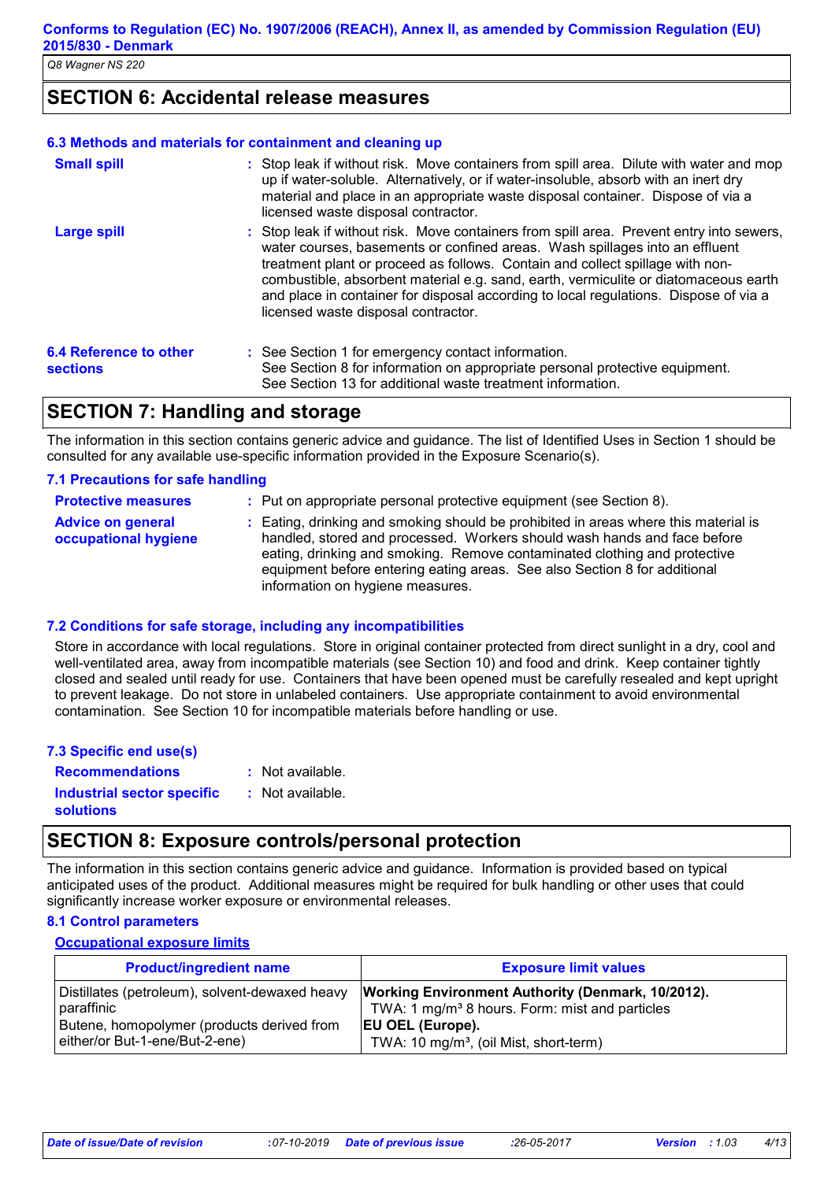## SECTION 6: Accidental release measures

### 6.3 Methods and materials for containment and cleaning up

**Small spill** : Stop leak if without risk. Move containers from spill area. Dilute with water and mop up if water-soluble. Alternatively, or if water-insoluble, absorb with an inert dry material and place in an appropriate waste disposal container. Dispose of via a licensed waste disposal contractor.

**Large spill** : Stop leak if without risk. Move containers from spill area. Prevent entry into sewers, water courses, basements or confined areas. Wash spillages into an effluent treatment plant or proceed as follows. Contain and collect spillage with non-combustible, absorbent material e.g. sand, earth, vermiculite or diatomaceous earth and place in container for disposal according to local regulations. Dispose of via a licensed waste disposal contractor.

**6.4 Reference to other sections** : See Section 1 for emergency contact information.
See Section 8 for information on appropriate personal protective equipment.
See Section 13 for additional waste treatment information.

## SECTION 7: Handling and storage

The information in this section contains generic advice and guidance. The list of Identified Uses in Section 1 should be consulted for any available use-specific information provided in the Exposure Scenario(s).

### 7.1 Precautions for safe handling

**Protective measures** : Put on appropriate personal protective equipment (see Section 8).

**Advice on general occupational hygiene** : Eating, drinking and smoking should be prohibited in areas where this material is handled, stored and processed. Workers should wash hands and face before eating, drinking and smoking. Remove contaminated clothing and protective equipment before entering eating areas. See also Section 8 for additional information on hygiene measures.

### 7.2 Conditions for safe storage, including any incompatibilities

Store in accordance with local regulations. Store in original container protected from direct sunlight in a dry, cool and well-ventilated area, away from incompatible materials (see Section 10) and food and drink. Keep container tightly closed and sealed until ready for use. Containers that have been opened must be carefully resealed and kept upright to prevent leakage. Do not store in unlabeled containers. Use appropriate containment to avoid environmental contamination. See Section 10 for incompatible materials before handling or use.

### 7.3 Specific end use(s)

**Recommendations** : Not available.

**Industrial sector specific solutions** : Not available.

## SECTION 8: Exposure controls/personal protection

The information in this section contains generic advice and guidance. Information is provided based on typical anticipated uses of the product. Additional measures might be required for bulk handling or other uses that could significantly increase worker exposure or environmental releases.

### 8.1 Control parameters

**Occupational exposure limits**

| Product/ingredient name | Exposure limit values |
|---|---|
| Distillates (petroleum), solvent-dewaxed heavy paraffinic | **Working Environment Authority (Denmark, 10/2012).** TWA: 1 mg/m³ 8 hours. Form: mist and particles |
| Butene, homopolymer (products derived from either/or But-1-ene/But-2-ene) | **EU OEL (Europe).** TWA: 10 mg/m³, (oil Mist, short-term) |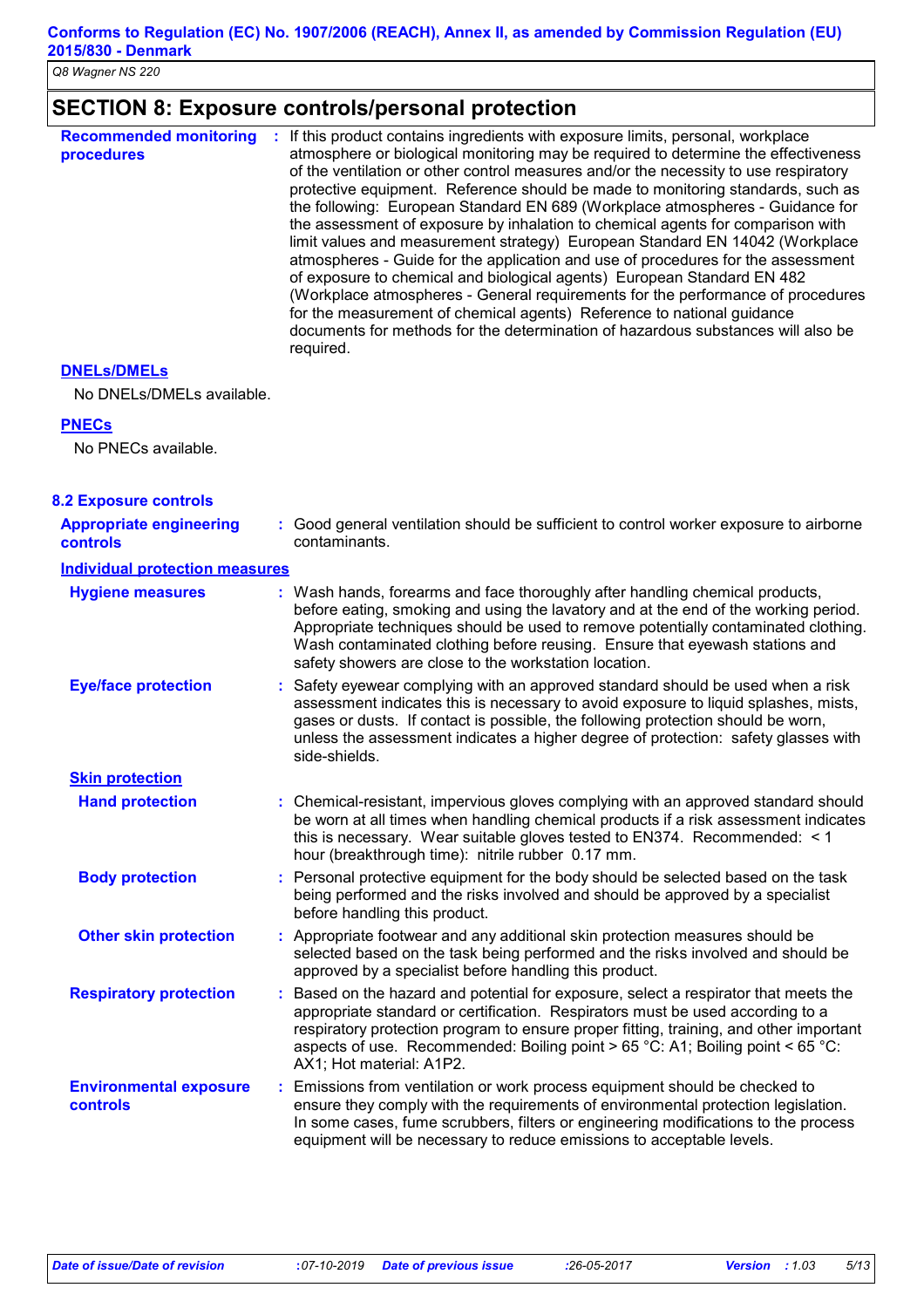## SECTION 8: Exposure controls/personal protection

**Recommended monitoring procedures** : If this product contains ingredients with exposure limits, personal, workplace atmosphere or biological monitoring may be required to determine the effectiveness of the ventilation or other control measures and/or the necessity to use respiratory protective equipment. Reference should be made to monitoring standards, such as the following: European Standard EN 689 (Workplace atmospheres - Guidance for the assessment of exposure by inhalation to chemical agents for comparison with limit values and measurement strategy) European Standard EN 14042 (Workplace atmospheres - Guide for the application and use of procedures for the assessment of exposure to chemical and biological agents) European Standard EN 482 (Workplace atmospheres - General requirements for the performance of procedures for the measurement of chemical agents) Reference to national guidance documents for methods for the determination of hazardous substances will also be required.

**DNELs/DMELs**

No DNELs/DMELs available.

**PNECs**

No PNECs available.

### 8.2 Exposure controls

**Appropriate engineering controls** : Good general ventilation should be sufficient to control worker exposure to airborne contaminants.

**Individual protection measures**

**Hygiene measures** : Wash hands, forearms and face thoroughly after handling chemical products, before eating, smoking and using the lavatory and at the end of the working period. Appropriate techniques should be used to remove potentially contaminated clothing. Wash contaminated clothing before reusing. Ensure that eyewash stations and safety showers are close to the workstation location.

**Eye/face protection** : Safety eyewear complying with an approved standard should be used when a risk assessment indicates this is necessary to avoid exposure to liquid splashes, mists, gases or dusts. If contact is possible, the following protection should be worn, unless the assessment indicates a higher degree of protection: safety glasses with side-shields.

**Skin protection**

**Hand protection** : Chemical-resistant, impervious gloves complying with an approved standard should be worn at all times when handling chemical products if a risk assessment indicates this is necessary. Wear suitable gloves tested to EN374. Recommended: < 1 hour (breakthrough time): nitrile rubber 0.17 mm.

**Body protection** : Personal protective equipment for the body should be selected based on the task being performed and the risks involved and should be approved by a specialist before handling this product.

**Other skin protection** : Appropriate footwear and any additional skin protection measures should be selected based on the task being performed and the risks involved and should be approved by a specialist before handling this product.

**Respiratory protection** : Based on the hazard and potential for exposure, select a respirator that meets the appropriate standard or certification. Respirators must be used according to a respiratory protection program to ensure proper fitting, training, and other important aspects of use. Recommended: Boiling point > 65 °C: A1; Boiling point < 65 °C: AX1; Hot material: A1P2.

**Environmental exposure controls** : Emissions from ventilation or work process equipment should be checked to ensure they comply with the requirements of environmental protection legislation. In some cases, fume scrubbers, filters or engineering modifications to the process equipment will be necessary to reduce emissions to acceptable levels.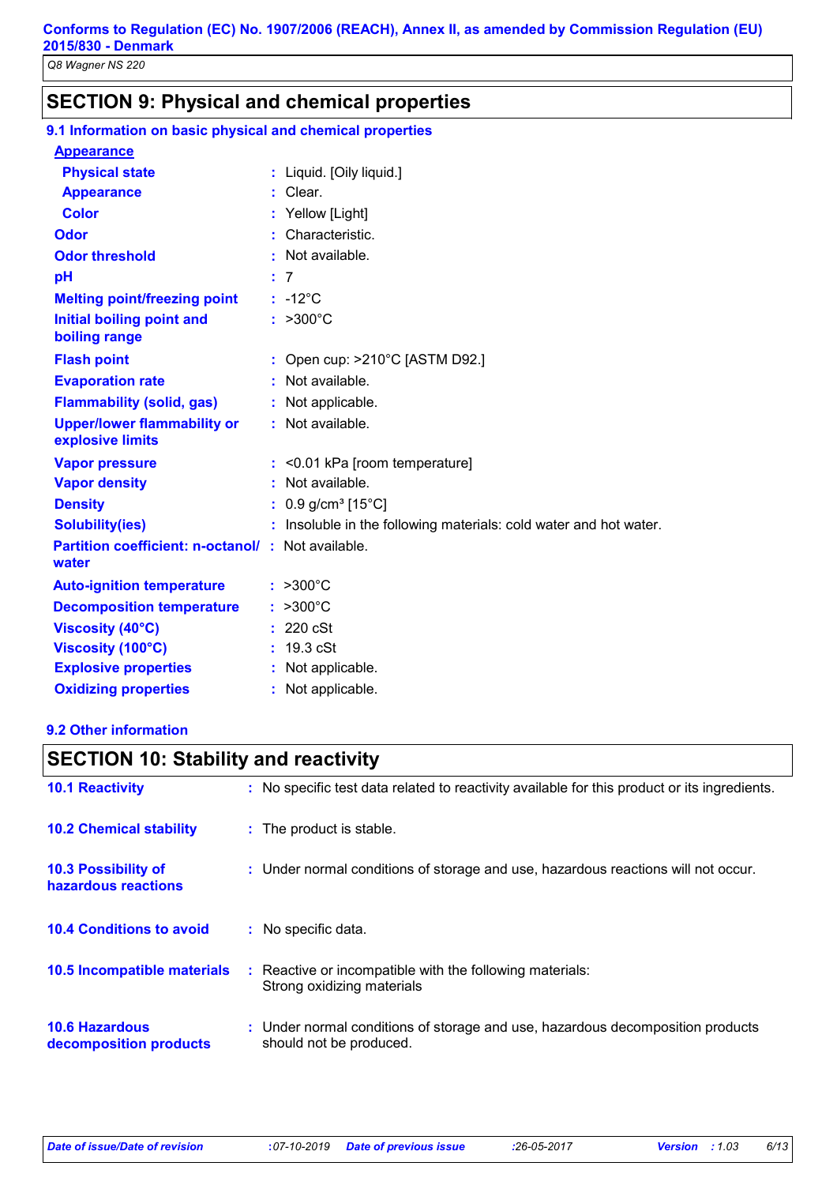## SECTION 9: Physical and chemical properties

### 9.1 Information on basic physical and chemical properties

**Appearance**

| | | |
|---|---|---|
| **Physical state** | : | Liquid. [Oily liquid.] |
| **Appearance** | : | Clear. |
| **Color** | : | Yellow [Light] |
| **Odor** | : | Characteristic. |
| **Odor threshold** | : | Not available. |
| **pH** | : | 7 |
| **Melting point/freezing point** | : | -12°C |
| **Initial boiling point and boiling range** | : | >300°C |
| **Flash point** | : | Open cup: >210°C [ASTM D92.] |
| **Evaporation rate** | : | Not available. |
| **Flammability (solid, gas)** | : | Not applicable. |
| **Upper/lower flammability or explosive limits** | : | Not available. |
| **Vapor pressure** | : | <0.01 kPa [room temperature] |
| **Vapor density** | : | Not available. |
| **Density** | : | 0.9 g/cm³ [15°C] |
| **Solubility(ies)** | : | Insoluble in the following materials: cold water and hot water. |
| **Partition coefficient: n-octanol/ water** | : | Not available. |
| **Auto-ignition temperature** | : | >300°C |
| **Decomposition temperature** | : | >300°C |
| **Viscosity (40°C)** | : | 220 cSt |
| **Viscosity (100°C)** | : | 19.3 cSt |
| **Explosive properties** | : | Not applicable. |
| **Oxidizing properties** | : | Not applicable. |

### 9.2 Other information

## SECTION 10: Stability and reactivity

| | | |
|---|---|---|
| **10.1 Reactivity** | : | No specific test data related to reactivity available for this product or its ingredients. |
| **10.2 Chemical stability** | : | The product is stable. |
| **10.3 Possibility of hazardous reactions** | : | Under normal conditions of storage and use, hazardous reactions will not occur. |
| **10.4 Conditions to avoid** | : | No specific data. |
| **10.5 Incompatible materials** | : | Reactive or incompatible with the following materials: Strong oxidizing materials |
| **10.6 Hazardous decomposition products** | : | Under normal conditions of storage and use, hazardous decomposition products should not be produced. |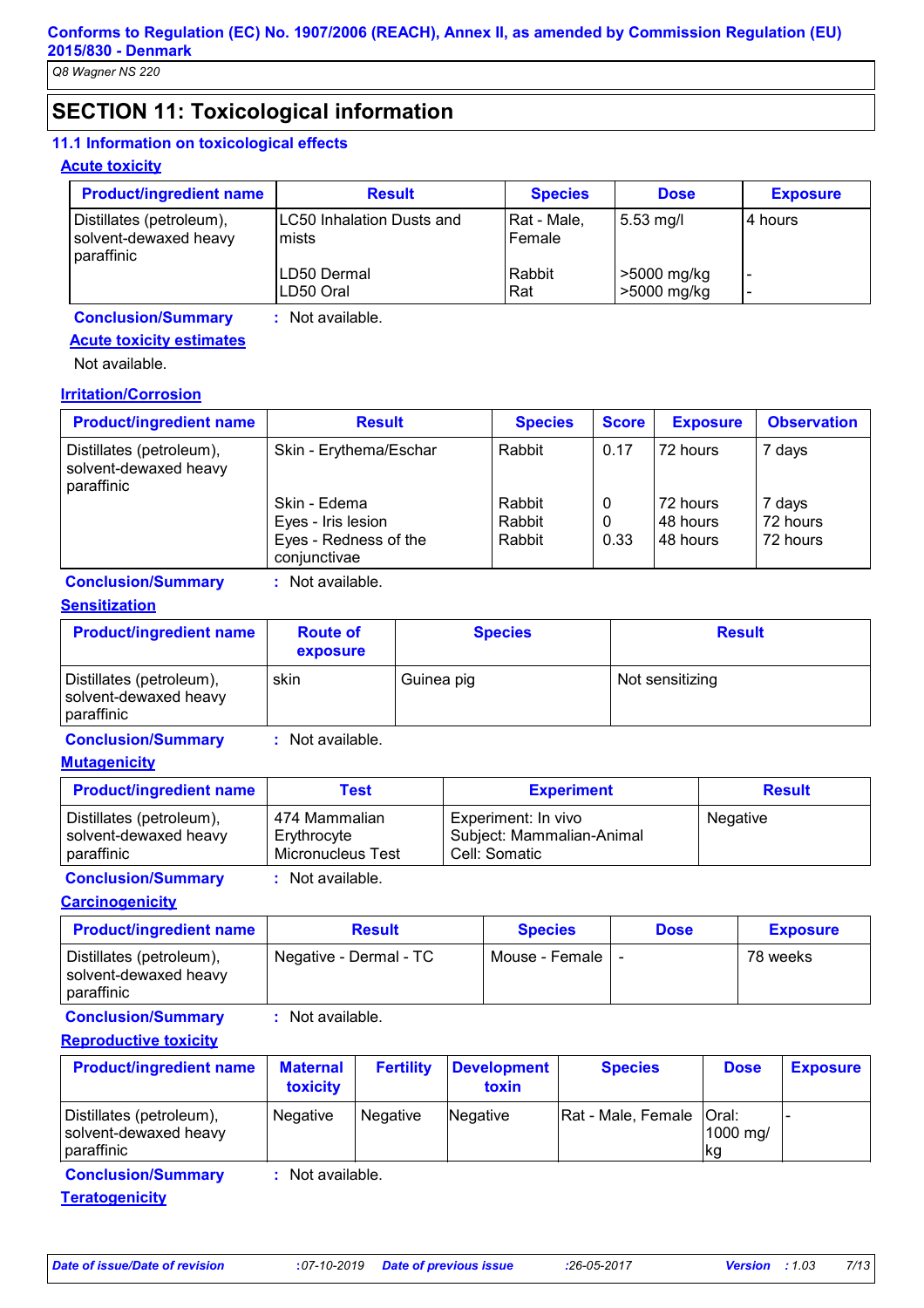## SECTION 11: Toxicological information

### 11.1 Information on toxicological effects

**Acute toxicity**

| Product/ingredient name | Result | Species | Dose | Exposure |
|---|---|---|---|---|
| Distillates (petroleum), solvent-dewaxed heavy paraffinic | LC50 Inhalation Dusts and mists | Rat - Male, Female | 5.53 mg/l | 4 hours |
| | LD50 Dermal | Rabbit | >5000 mg/kg | - |
| | LD50 Oral | Rat | >5000 mg/kg | - |

**Conclusion/Summary** : Not available.

**Acute toxicity estimates**

Not available.

**Irritation/Corrosion**

| Product/ingredient name | Result | Species | Score | Exposure | Observation |
|---|---|---|---|---|---|
| Distillates (petroleum), solvent-dewaxed heavy paraffinic | Skin - Erythema/Eschar | Rabbit | 0.17 | 72 hours | 7 days |
| | Skin - Edema | Rabbit | 0 | 72 hours | 7 days |
| | Eyes - Iris lesion | Rabbit | 0 | 48 hours | 72 hours |
| | Eyes - Redness of the conjunctivae | Rabbit | 0.33 | 48 hours | 72 hours |

**Conclusion/Summary** : Not available.

**Sensitization**

| Product/ingredient name | Route of exposure | Species | Result |
|---|---|---|---|
| Distillates (petroleum), solvent-dewaxed heavy paraffinic | skin | Guinea pig | Not sensitizing |

**Conclusion/Summary** : Not available.

**Mutagenicity**

| Product/ingredient name | Test | Experiment | Result |
|---|---|---|---|
| Distillates (petroleum), solvent-dewaxed heavy paraffinic | 474 Mammalian Erythrocyte Micronucleus Test | Experiment: In vivo Subject: Mammalian-Animal Cell: Somatic | Negative |

**Conclusion/Summary** : Not available.

**Carcinogenicity**

| Product/ingredient name | Result | Species | Dose | Exposure |
|---|---|---|---|---|
| Distillates (petroleum), solvent-dewaxed heavy paraffinic | Negative - Dermal - TC | Mouse - Female | - | 78 weeks |

**Conclusion/Summary** : Not available.

**Reproductive toxicity**

| Product/ingredient name | Maternal toxicity | Fertility | Development toxin | Species | Dose | Exposure |
|---|---|---|---|---|---|---|
| Distillates (petroleum), solvent-dewaxed heavy paraffinic | Negative | Negative | Negative | Rat - Male, Female | Oral: 1000 mg/kg | - |

**Conclusion/Summary** : Not available.

**Teratogenicity**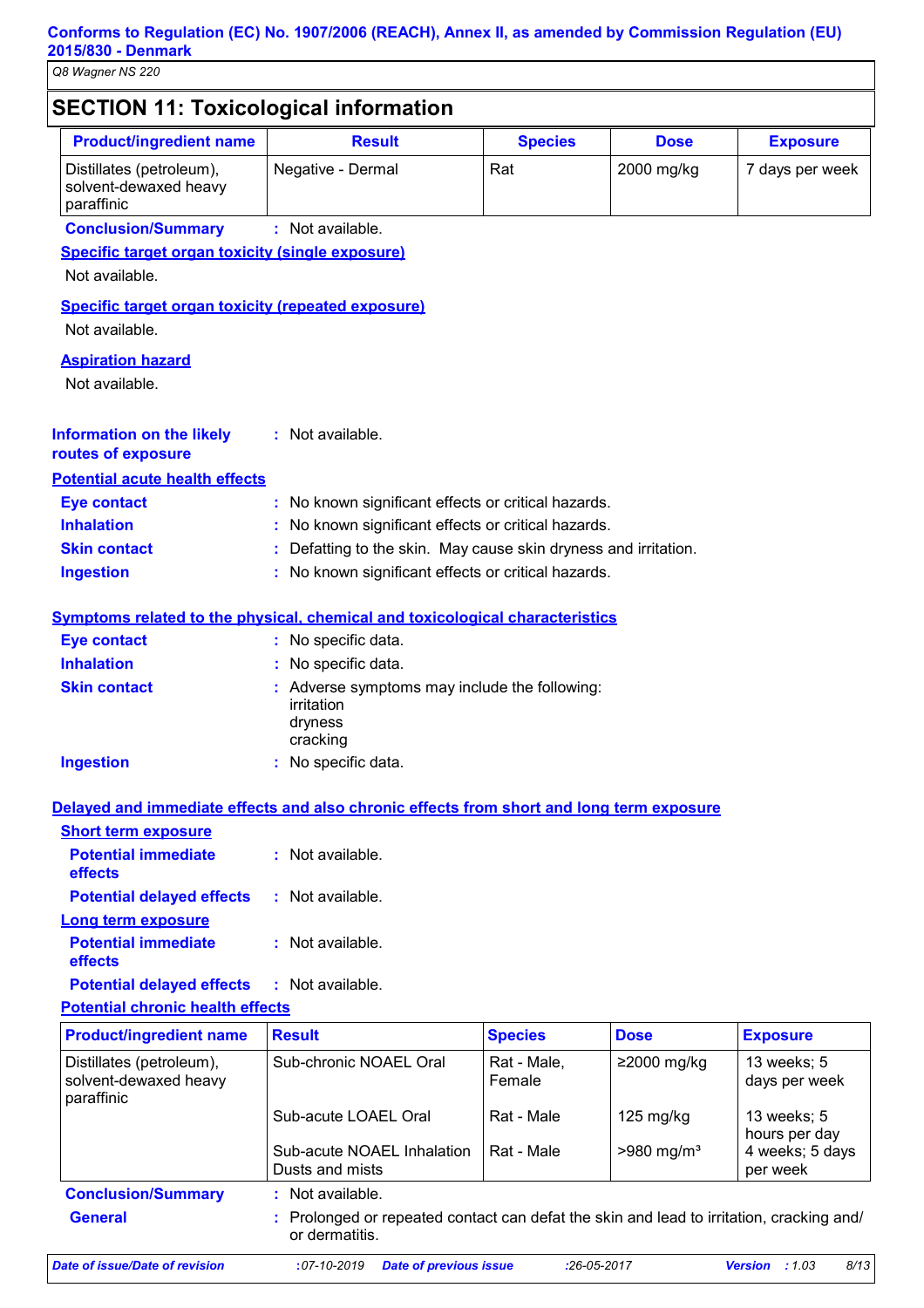## SECTION 11: Toxicological information

| Product/ingredient name | Result | Species | Dose | Exposure |
|---|---|---|---|---|
| Distillates (petroleum), solvent-dewaxed heavy paraffinic | Negative - Dermal | Rat | 2000 mg/kg | 7 days per week |

**Conclusion/Summary** : Not available.

**Specific target organ toxicity (single exposure)**

Not available.

**Specific target organ toxicity (repeated exposure)**

Not available.

**Aspiration hazard**

Not available.

**Information on the likely routes of exposure** : Not available.

**Potential acute health effects**

**Eye contact** : No known significant effects or critical hazards.

**Inhalation** : No known significant effects or critical hazards.

**Skin contact** : Defatting to the skin. May cause skin dryness and irritation.

**Ingestion** : No known significant effects or critical hazards.

**Symptoms related to the physical, chemical and toxicological characteristics**

**Eye contact** : No specific data.

**Inhalation** : No specific data.

**Skin contact** : Adverse symptoms may include the following:
irritation
dryness
cracking

**Ingestion** : No specific data.

**Delayed and immediate effects and also chronic effects from short and long term exposure**

**Short term exposure**

**Potential immediate effects** : Not available.

**Potential delayed effects** : Not available.

**Long term exposure**

**Potential immediate effects** : Not available.

**Potential delayed effects** : Not available.

**Potential chronic health effects**

| Product/ingredient name | Result | Species | Dose | Exposure |
|---|---|---|---|---|
| Distillates (petroleum), solvent-dewaxed heavy paraffinic | Sub-chronic NOAEL Oral | Rat - Male, Female | ≥2000 mg/kg | 13 weeks; 5 days per week |
| | Sub-acute LOAEL Oral | Rat - Male | 125 mg/kg | 13 weeks; 5 hours per day |
| | Sub-acute NOAEL Inhalation Dusts and mists | Rat - Male | >980 mg/m³ | 4 weeks; 5 days per week |

**Conclusion/Summary** : Not available.

**General** : Prolonged or repeated contact can defat the skin and lead to irritation, cracking and/or dermatitis.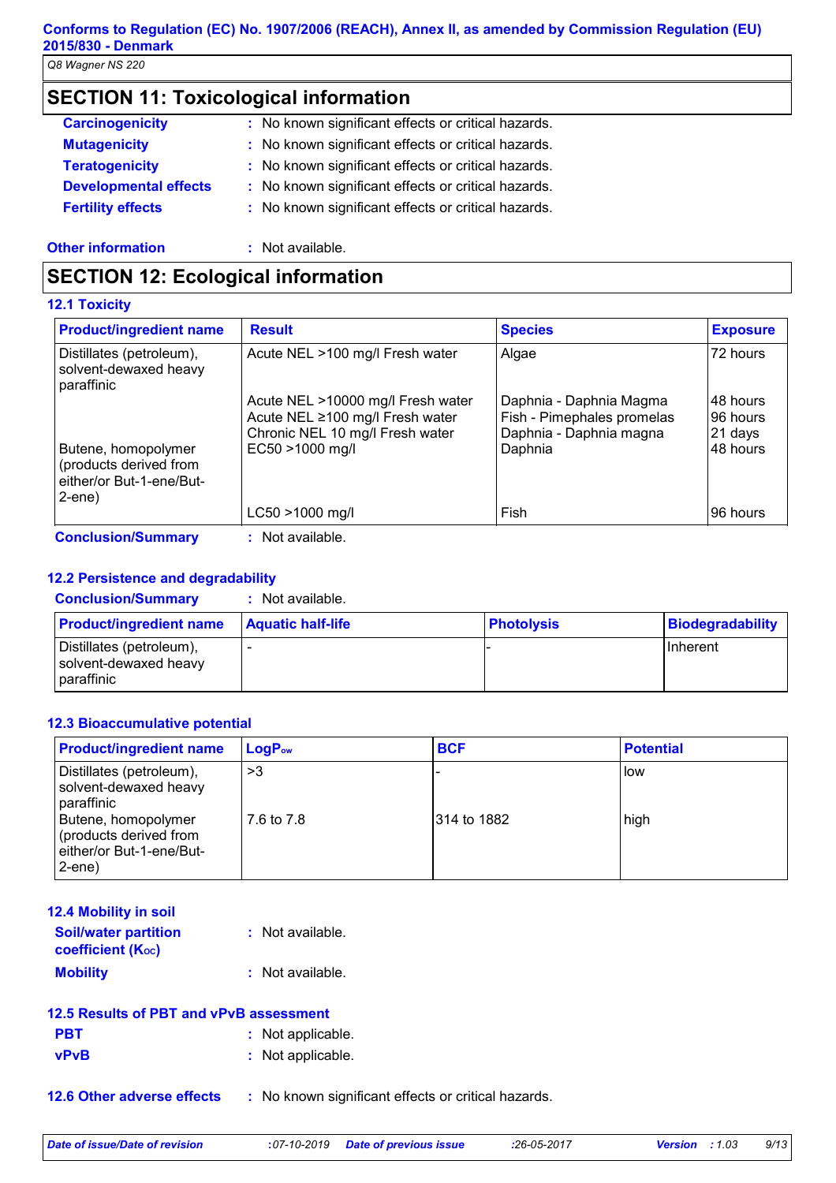## SECTION 11: Toxicological information

**Carcinogenicity** : No known significant effects or critical hazards.

**Mutagenicity** : No known significant effects or critical hazards.

**Teratogenicity** : No known significant effects or critical hazards.

**Developmental effects** : No known significant effects or critical hazards.

**Fertility effects** : No known significant effects or critical hazards.

**Other information** : Not available.

## SECTION 12: Ecological information

### 12.1 Toxicity

| Product/ingredient name | Result | Species | Exposure |
|---|---|---|---|
| Distillates (petroleum), solvent-dewaxed heavy paraffinic | Acute NEL >100 mg/l Fresh water | Algae | 72 hours |
| | Acute NEL >10000 mg/l Fresh water | Daphnia - Daphnia Magma | 48 hours |
| | Acute NEL ≥100 mg/l Fresh water | Fish - Pimephales promelas | 96 hours |
| | Chronic NEL 10 mg/l Fresh water | Daphnia - Daphnia magna | 21 days |
| Butene, homopolymer (products derived from either/or But-1-ene/But-2-ene) | EC50 >1000 mg/l | Daphnia | 48 hours |
| | LC50 >1000 mg/l | Fish | 96 hours |

**Conclusion/Summary** : Not available.

### 12.2 Persistence and degradability

**Conclusion/Summary** : Not available.

| Product/ingredient name | Aquatic half-life | Photolysis | Biodegradability |
|---|---|---|---|
| Distillates (petroleum), solvent-dewaxed heavy paraffinic | - | - | Inherent |

### 12.3 Bioaccumulative potential

| Product/ingredient name | $LogP_{ow}$ | BCF | Potential |
|---|---|---|---|
| Distillates (petroleum), solvent-dewaxed heavy paraffinic | >3 | - | low |
| Butene, homopolymer (products derived from either/or But-1-ene/But-2-ene) | 7.6 to 7.8 | 314 to 1882 | high |

### 12.4 Mobility in soil

**Soil/water partition coefficient ($K_{OC}$)** : Not available.

**Mobility** : Not available.

### 12.5 Results of PBT and vPvB assessment

**PBT** : Not applicable.

**vPvB** : Not applicable.

### 12.6 Other adverse effects : No known significant effects or critical hazards.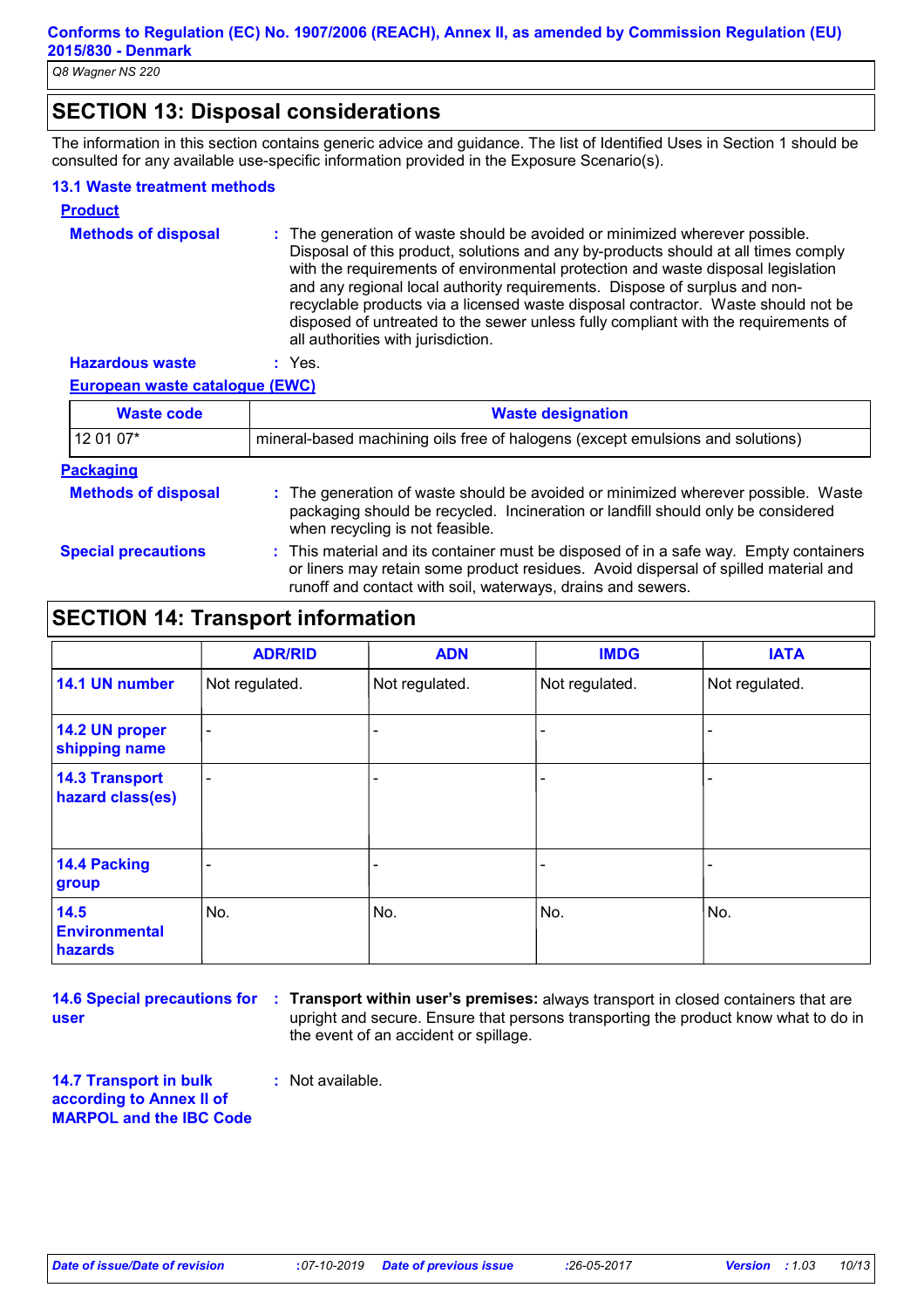## SECTION 13: Disposal considerations

The information in this section contains generic advice and guidance. The list of Identified Uses in Section 1 should be consulted for any available use-specific information provided in the Exposure Scenario(s).

### 13.1 Waste treatment methods

**Product**

**Methods of disposal** : The generation of waste should be avoided or minimized wherever possible. Disposal of this product, solutions and any by-products should at all times comply with the requirements of environmental protection and waste disposal legislation and any regional local authority requirements. Dispose of surplus and non-recyclable products via a licensed waste disposal contractor. Waste should not be disposed of untreated to the sewer unless fully compliant with the requirements of all authorities with jurisdiction.

**Hazardous waste** : Yes.

**European waste catalogue (EWC)**

| Waste code | Waste designation |
|---|---|
| 12 01 07* | mineral-based machining oils free of halogens (except emulsions and solutions) |

**Packaging**

**Methods of disposal** : The generation of waste should be avoided or minimized wherever possible. Waste packaging should be recycled. Incineration or landfill should only be considered when recycling is not feasible.

**Special precautions** : This material and its container must be disposed of in a safe way. Empty containers or liners may retain some product residues. Avoid dispersal of spilled material and runoff and contact with soil, waterways, drains and sewers.

## SECTION 14: Transport information

| | ADR/RID | ADN | IMDG | IATA |
|---|---|---|---|---|
| **14.1 UN number** | Not regulated. | Not regulated. | Not regulated. | Not regulated. |
| **14.2 UN proper shipping name** | - | - | - | - |
| **14.3 Transport hazard class(es)** | - | - | - | - |
| **14.4 Packing group** | - | - | - | - |
| **14.5 Environmental hazards** | No. | No. | No. | No. |

**14.6 Special precautions for user** : **Transport within user's premises:** always transport in closed containers that are upright and secure. Ensure that persons transporting the product know what to do in the event of an accident or spillage.

**14.7 Transport in bulk according to Annex II of MARPOL and the IBC Code** : Not available.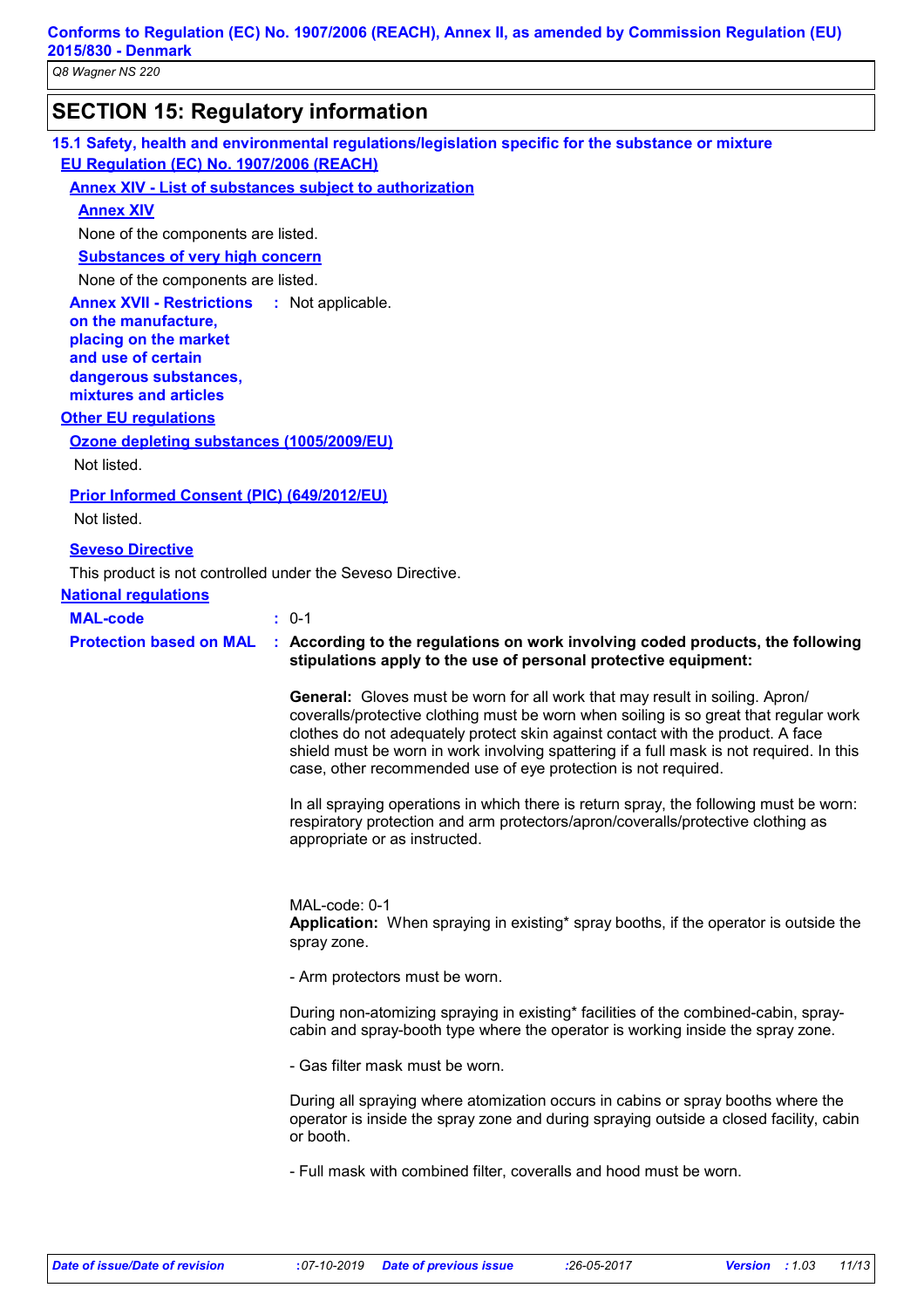## SECTION 15: Regulatory information

### 15.1 Safety, health and environmental regulations/legislation specific for the substance or mixture

**EU Regulation (EC) No. 1907/2006 (REACH)**

**Annex XIV - List of substances subject to authorization**

**Annex XIV**

None of the components are listed.

**Substances of very high concern**

None of the components are listed.

**Annex XVII - Restrictions on the manufacture, placing on the market and use of certain dangerous substances, mixtures and articles** : Not applicable.

**Other EU regulations**

**Ozone depleting substances (1005/2009/EU)**

Not listed.

**Prior Informed Consent (PIC) (649/2012/EU)**

Not listed.

**Seveso Directive**

This product is not controlled under the Seveso Directive.

**National regulations**

**MAL-code** : 0-1

**Protection based on MAL** : **According to the regulations on work involving coded products, the following stipulations apply to the use of personal protective equipment:**

**General:** Gloves must be worn for all work that may result in soiling. Apron/ coveralls/protective clothing must be worn when soiling is so great that regular work clothes do not adequately protect skin against contact with the product. A face shield must be worn in work involving spattering if a full mask is not required. In this case, other recommended use of eye protection is not required.

In all spraying operations in which there is return spray, the following must be worn: respiratory protection and arm protectors/apron/coveralls/protective clothing as appropriate or as instructed.

MAL-code: 0-1
**Application:** When spraying in existing* spray booths, if the operator is outside the spray zone.

- Arm protectors must be worn.

During non-atomizing spraying in existing* facilities of the combined-cabin, spray-cabin and spray-booth type where the operator is working inside the spray zone.

- Gas filter mask must be worn.

During all spraying where atomization occurs in cabins or spray booths where the operator is inside the spray zone and during spraying outside a closed facility, cabin or booth.

- Full mask with combined filter, coveralls and hood must be worn.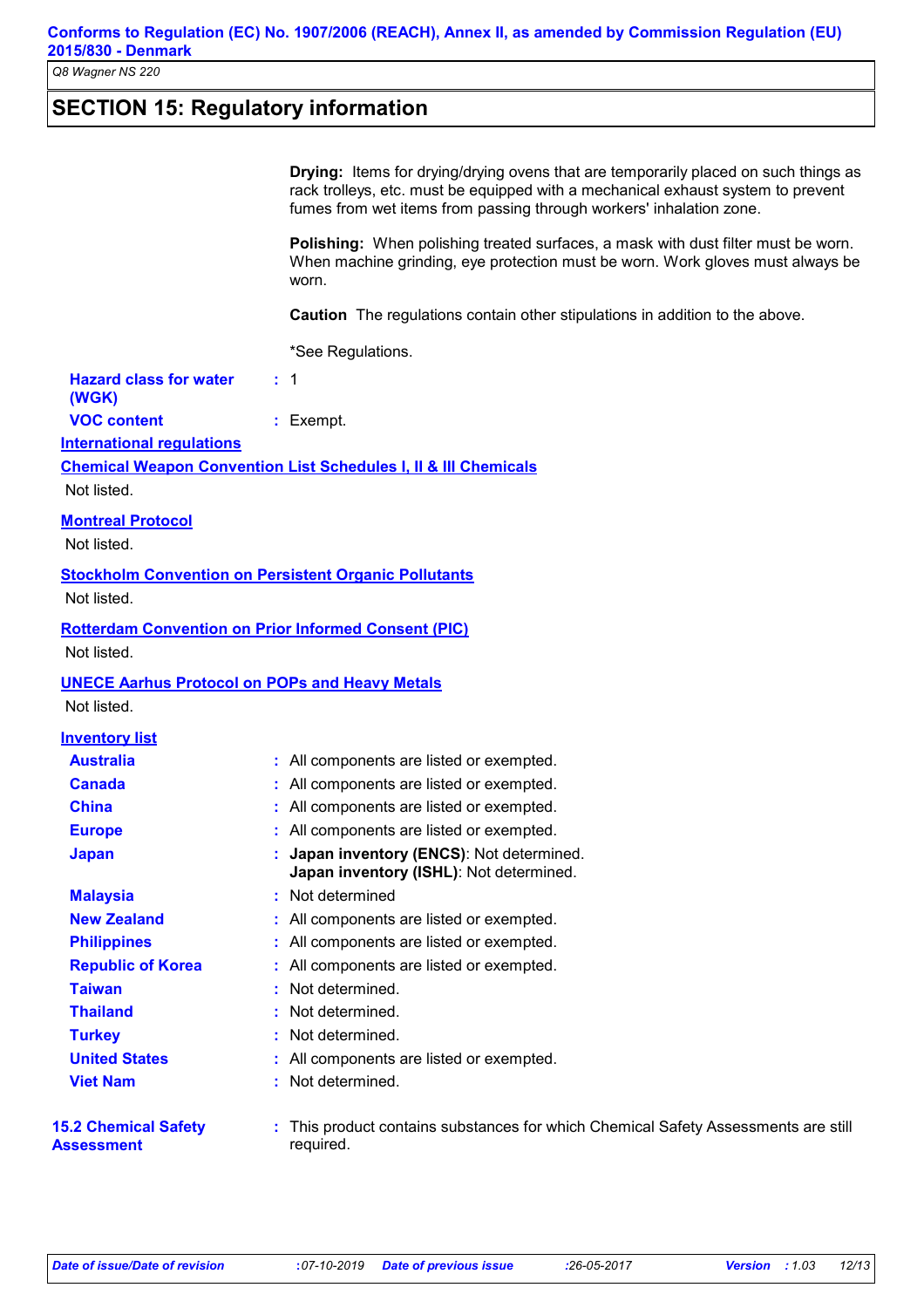## SECTION 15: Regulatory information

**Drying:** Items for drying/drying ovens that are temporarily placed on such things as rack trolleys, etc. must be equipped with a mechanical exhaust system to prevent fumes from wet items from passing through workers' inhalation zone.

**Polishing:** When polishing treated surfaces, a mask with dust filter must be worn. When machine grinding, eye protection must be worn. Work gloves must always be worn.

**Caution** The regulations contain other stipulations in addition to the above.

*See Regulations.

**Hazard class for water (WGK)** : 1

**VOC content** : Exempt.

### International regulations

**Chemical Weapon Convention List Schedules I, II & III Chemicals**

Not listed.

**Montreal Protocol**

Not listed.

**Stockholm Convention on Persistent Organic Pollutants**

Not listed.

**Rotterdam Convention on Prior Informed Consent (PIC)**

Not listed.

**UNECE Aarhus Protocol on POPs and Heavy Metals**

Not listed.

### Inventory list

| | |
|---|---|
| **Australia** | All components are listed or exempted. |
| **Canada** | All components are listed or exempted. |
| **China** | All components are listed or exempted. |
| **Europe** | All components are listed or exempted. |
| **Japan** | **Japan inventory (ENCS)**: Not determined.<br>**Japan inventory (ISHL)**: Not determined. |
| **Malaysia** | Not determined |
| **New Zealand** | All components are listed or exempted. |
| **Philippines** | All components are listed or exempted. |
| **Republic of Korea** | All components are listed or exempted. |
| **Taiwan** | Not determined. |
| **Thailand** | Not determined. |
| **Turkey** | Not determined. |
| **United States** | All components are listed or exempted. |
| **Viet Nam** | Not determined. |

**15.2 Chemical Safety Assessment** : This product contains substances for which Chemical Safety Assessments are still required.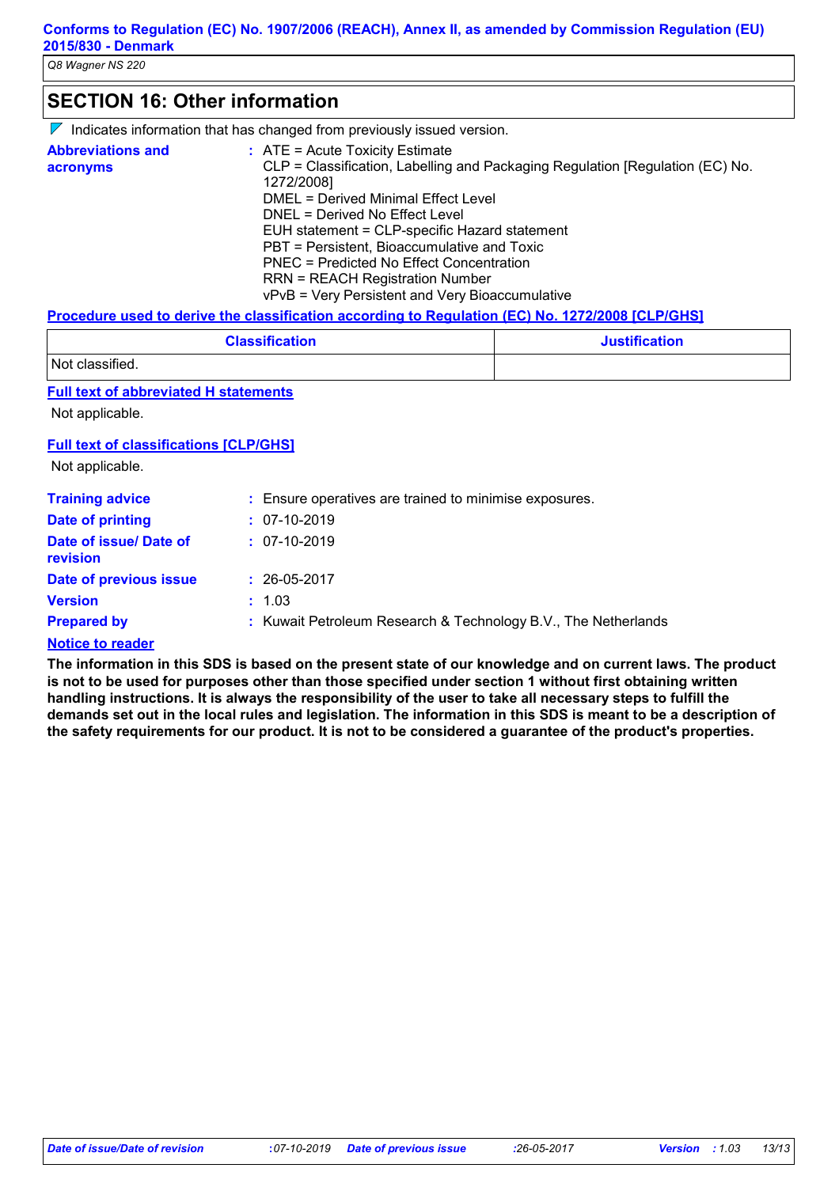## SECTION 16: Other information

Indicates information that has changed from previously issued version.

**Abbreviations and acronyms** : ATE = Acute Toxicity Estimate
CLP = Classification, Labelling and Packaging Regulation [Regulation (EC) No. 1272/2008]
DMEL = Derived Minimal Effect Level
DNEL = Derived No Effect Level
EUH statement = CLP-specific Hazard statement
PBT = Persistent, Bioaccumulative and Toxic
PNEC = Predicted No Effect Concentration
RRN = REACH Registration Number
vPvB = Very Persistent and Very Bioaccumulative

**Procedure used to derive the classification according to Regulation (EC) No. 1272/2008 [CLP/GHS]**

| Classification | Justification |
|---|---|
| Not classified. | |

**Full text of abbreviated H statements**

Not applicable.

**Full text of classifications [CLP/GHS]**

Not applicable.

**Training advice** : Ensure operatives are trained to minimise exposures.

**Date of printing** : 07-10-2019

**Date of issue/ Date of revision** : 07-10-2019

**Date of previous issue** : 26-05-2017

**Version** : 1.03

**Prepared by** : Kuwait Petroleum Research & Technology B.V., The Netherlands

**Notice to reader**

**The information in this SDS is based on the present state of our knowledge and on current laws. The product is not to be used for purposes other than those specified under section 1 without first obtaining written handling instructions. It is always the responsibility of the user to take all necessary steps to fulfill the demands set out in the local rules and legislation. The information in this SDS is meant to be a description of the safety requirements for our product. It is not to be considered a guarantee of the product's properties.**